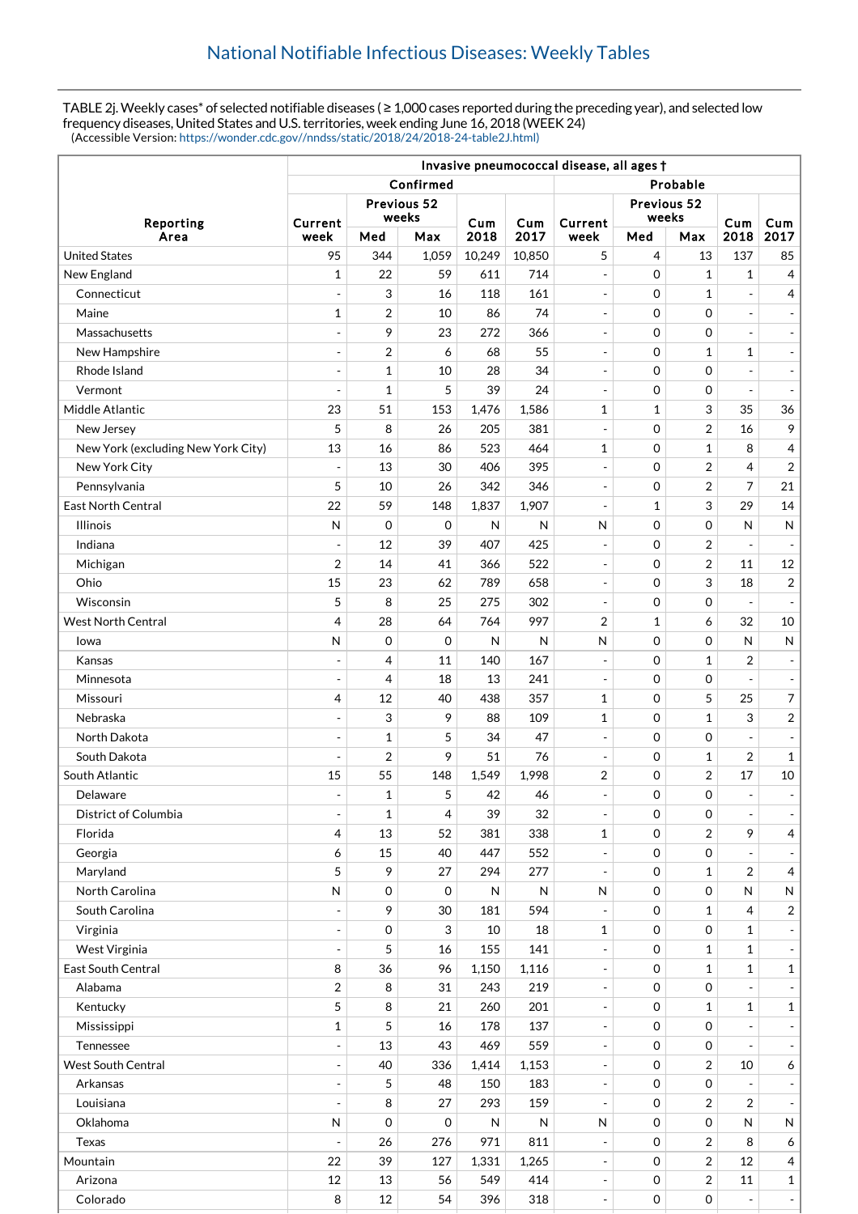# National Notifiable Infectious Diseases: Weekly Tables

TABLE 2j. Weekly cases* of selected notifiable diseases ( ≥ 1,000 cases reported during the preceding year), and selected low frequency diseases, United States and U.S. territories, week ending June 16, 2018 (WEEK 24)
(Accessible Version: https://wonder.cdc.gov//nndss/static/2018/24/2018-24-table2J.html)

| Reporting Area | Invasive pneumococcal disease, all ages † | | | | | | | | | |
|---|---|---|---|---|---|---|---|---|---|---|
| | Confirmed | | | | | Probable | | | | |
| | Current week | Previous 52 weeks | | Cum 2018 | Cum 2017 | Current week | Previous 52 weeks | | Cum 2018 | Cum 2017 |
| | | Med | Max | | | | Med | Max | | |
| United States | 95 | 344 | 1,059 | 10,249 | 10,850 | 5 | 4 | 13 | 137 | 85 |
| New England | 1 | 22 | 59 | 611 | 714 | - | 0 | 1 | 1 | 4 |
| Connecticut | - | 3 | 16 | 118 | 161 | - | 0 | 1 | - | 4 |
| Maine | 1 | 2 | 10 | 86 | 74 | - | 0 | 0 | - | - |
| Massachusetts | - | 9 | 23 | 272 | 366 | - | 0 | 0 | - | - |
| New Hampshire | - | 2 | 6 | 68 | 55 | - | 0 | 1 | 1 | - |
| Rhode Island | - | 1 | 10 | 28 | 34 | - | 0 | 0 | - | - |
| Vermont | - | 1 | 5 | 39 | 24 | - | 0 | 0 | - | - |
| Middle Atlantic | 23 | 51 | 153 | 1,476 | 1,586 | 1 | 1 | 3 | 35 | 36 |
| New Jersey | 5 | 8 | 26 | 205 | 381 | - | 0 | 2 | 16 | 9 |
| New York (excluding New York City) | 13 | 16 | 86 | 523 | 464 | 1 | 0 | 1 | 8 | 4 |
| New York City | - | 13 | 30 | 406 | 395 | - | 0 | 2 | 4 | 2 |
| Pennsylvania | 5 | 10 | 26 | 342 | 346 | - | 0 | 2 | 7 | 21 |
| East North Central | 22 | 59 | 148 | 1,837 | 1,907 | - | 1 | 3 | 29 | 14 |
| Illinois | N | 0 | 0 | N | N | N | 0 | 0 | N | N |
| Indiana | - | 12 | 39 | 407 | 425 | - | 0 | 2 | - | - |
| Michigan | 2 | 14 | 41 | 366 | 522 | - | 0 | 2 | 11 | 12 |
| Ohio | 15 | 23 | 62 | 789 | 658 | - | 0 | 3 | 18 | 2 |
| Wisconsin | 5 | 8 | 25 | 275 | 302 | - | 0 | 0 | - | - |
| West North Central | 4 | 28 | 64 | 764 | 997 | 2 | 1 | 6 | 32 | 10 |
| Iowa | N | 0 | 0 | N | N | N | 0 | 0 | N | N |
| Kansas | - | 4 | 11 | 140 | 167 | - | 0 | 1 | 2 | - |
| Minnesota | - | 4 | 18 | 13 | 241 | - | 0 | 0 | - | - |
| Missouri | 4 | 12 | 40 | 438 | 357 | 1 | 0 | 5 | 25 | 7 |
| Nebraska | - | 3 | 9 | 88 | 109 | 1 | 0 | 1 | 3 | 2 |
| North Dakota | - | 1 | 5 | 34 | 47 | - | 0 | 0 | - | - |
| South Dakota | - | 2 | 9 | 51 | 76 | - | 0 | 1 | 2 | 1 |
| South Atlantic | 15 | 55 | 148 | 1,549 | 1,998 | 2 | 0 | 2 | 17 | 10 |
| Delaware | - | 1 | 5 | 42 | 46 | - | 0 | 0 | - | - |
| District of Columbia | - | 1 | 4 | 39 | 32 | - | 0 | 0 | - | - |
| Florida | 4 | 13 | 52 | 381 | 338 | 1 | 0 | 2 | 9 | 4 |
| Georgia | 6 | 15 | 40 | 447 | 552 | - | 0 | 0 | - | - |
| Maryland | 5 | 9 | 27 | 294 | 277 | - | 0 | 1 | 2 | 4 |
| North Carolina | N | 0 | 0 | N | N | N | 0 | 0 | N | N |
| South Carolina | - | 9 | 30 | 181 | 594 | - | 0 | 1 | 4 | 2 |
| Virginia | - | 0 | 3 | 10 | 18 | 1 | 0 | 0 | 1 | - |
| West Virginia | - | 5 | 16 | 155 | 141 | - | 0 | 1 | 1 | - |
| East South Central | 8 | 36 | 96 | 1,150 | 1,116 | - | 0 | 1 | 1 | 1 |
| Alabama | 2 | 8 | 31 | 243 | 219 | - | 0 | 0 | - | - |
| Kentucky | 5 | 8 | 21 | 260 | 201 | - | 0 | 1 | 1 | 1 |
| Mississippi | 1 | 5 | 16 | 178 | 137 | - | 0 | 0 | - | - |
| Tennessee | - | 13 | 43 | 469 | 559 | - | 0 | 0 | - | - |
| West South Central | - | 40 | 336 | 1,414 | 1,153 | - | 0 | 2 | 10 | 6 |
| Arkansas | - | 5 | 48 | 150 | 183 | - | 0 | 0 | - | - |
| Louisiana | - | 8 | 27 | 293 | 159 | - | 0 | 2 | 2 | - |
| Oklahoma | N | 0 | 0 | N | N | N | 0 | 0 | N | N |
| Texas | - | 26 | 276 | 971 | 811 | - | 0 | 2 | 8 | 6 |
| Mountain | 22 | 39 | 127 | 1,331 | 1,265 | - | 0 | 2 | 12 | 4 |
| Arizona | 12 | 13 | 56 | 549 | 414 | - | 0 | 2 | 11 | 1 |
| Colorado | 8 | 12 | 54 | 396 | 318 | - | 0 | 0 | - | - |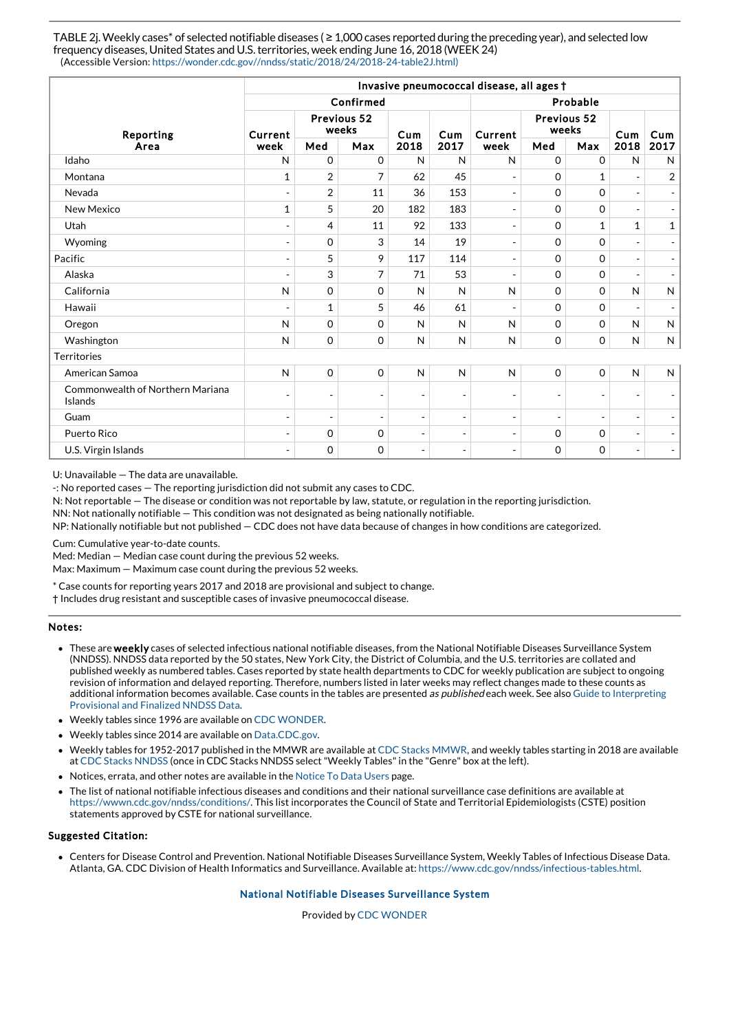TABLE 2j. Weekly cases* of selected notifiable diseases ( ≥ 1,000 cases reported during the preceding year), and selected low frequency diseases, United States and U.S. territories, week ending June 16, 2018 (WEEK 24)
(Accessible Version: https://wonder.cdc.gov//nndss/static/2018/24/2018-24-table2J.html)

| Reporting Area | Invasive pneumococcal disease, all ages † | | | | | | | | | |
|---|---|---|---|---|---|---|---|---|---|---|
| | Confirmed | | | | | Probable | | | | |
| | Current week | Previous 52 weeks | | Cum 2018 | Cum 2017 | Current week | Previous 52 weeks | | Cum 2018 | Cum 2017 |
| | | Med | Max | | | | Med | Max | | |
| Idaho | N | 0 | 0 | N | N | N | 0 | 0 | N | N |
| Montana | 1 | 2 | 7 | 62 | 45 | - | 0 | 1 | - | 2 |
| Nevada | - | 2 | 11 | 36 | 153 | - | 0 | 0 | - | - |
| New Mexico | 1 | 5 | 20 | 182 | 183 | - | 0 | 0 | - | - |
| Utah | - | 4 | 11 | 92 | 133 | - | 0 | 1 | 1 | 1 |
| Wyoming | - | 0 | 3 | 14 | 19 | - | 0 | 0 | - | - |
| Pacific | - | 5 | 9 | 117 | 114 | - | 0 | 0 | - | - |
| Alaska | - | 3 | 7 | 71 | 53 | - | 0 | 0 | - | - |
| California | N | 0 | 0 | N | N | N | 0 | 0 | N | N |
| Hawaii | - | 1 | 5 | 46 | 61 | - | 0 | 0 | - | - |
| Oregon | N | 0 | 0 | N | N | N | 0 | 0 | N | N |
| Washington | N | 0 | 0 | N | N | N | 0 | 0 | N | N |
| Territories | | | | | | | | | | |
| American Samoa | N | 0 | 0 | N | N | N | 0 | 0 | N | N |
| Commonwealth of Northern Mariana Islands | - | - | - | - | - | - | - | - | - | - |
| Guam | - | - | - | - | - | - | - | - | - | - |
| Puerto Rico | - | 0 | 0 | - | - | - | 0 | 0 | - | - |
| U.S. Virgin Islands | - | 0 | 0 | - | - | - | 0 | 0 | - | - |

U: Unavailable — The data are unavailable.
-: No reported cases — The reporting jurisdiction did not submit any cases to CDC.
N: Not reportable — The disease or condition was not reportable by law, statute, or regulation in the reporting jurisdiction.
NN: Not nationally notifiable — This condition was not designated as being nationally notifiable.
NP: Nationally notifiable but not published — CDC does not have data because of changes in how conditions are categorized.

Cum: Cumulative year-to-date counts.
Med: Median — Median case count during the previous 52 weeks.
Max: Maximum — Maximum case count during the previous 52 weeks.

* Case counts for reporting years 2017 and 2018 are provisional and subject to change.
† Includes drug resistant and susceptible cases of invasive pneumococcal disease.

**Notes:**

- These are **weekly** cases of selected infectious national notifiable diseases, from the National Notifiable Diseases Surveillance System (NNDSS). NNDSS data reported by the 50 states, New York City, the District of Columbia, and the U.S. territories are collated and published weekly as numbered tables. Cases reported by state health departments to CDC for weekly publication are subject to ongoing revision of information and delayed reporting. Therefore, numbers listed in later weeks may reflect changes made to these counts as additional information becomes available. Case counts in the tables are presented *as published* each week. See also Guide to Interpreting Provisional and Finalized NNDSS Data.
- Weekly tables since 1996 are available on CDC WONDER.
- Weekly tables since 2014 are available on Data.CDC.gov.
- Weekly tables for 1952-2017 published in the MMWR are available at CDC Stacks MMWR, and weekly tables starting in 2018 are available at CDC Stacks NNDSS (once in CDC Stacks NNDSS select "Weekly Tables" in the "Genre" box at the left).
- Notices, errata, and other notes are available in the Notice To Data Users page.
- The list of national notifiable infectious diseases and conditions and their national surveillance case definitions are available at https://wwwn.cdc.gov/nndss/conditions/. This list incorporates the Council of State and Territorial Epidemiologists (CSTE) position statements approved by CSTE for national surveillance.

**Suggested Citation:**

- Centers for Disease Control and Prevention. National Notifiable Diseases Surveillance System, Weekly Tables of Infectious Disease Data. Atlanta, GA. CDC Division of Health Informatics and Surveillance. Available at: https://www.cdc.gov/nndss/infectious-tables.html.

**National Notifiable Diseases Surveillance System**

Provided by CDC WONDER